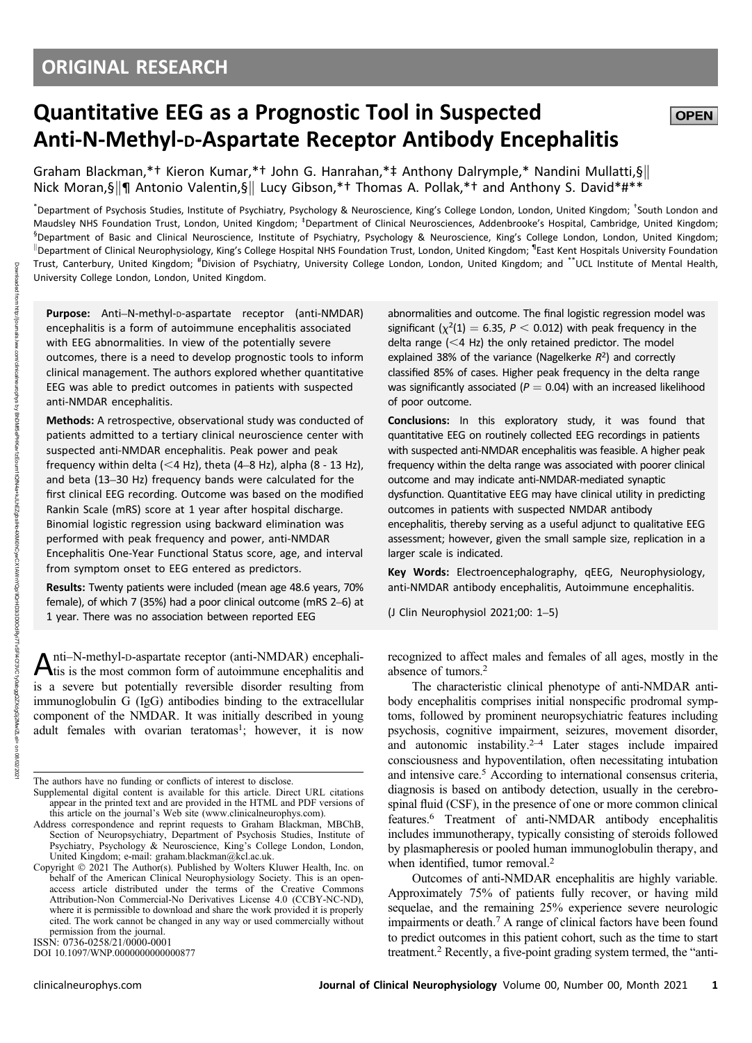ORIGINAL RESEARCH

# Quantitative EEG as a Prognostic Tool in Suspected Anti-N-Methyl-D-Aspartate Receptor Antibody Encephalitis

Graham Blackman,*† Kieron Kumar,*† John G. Hanrahan,*‡ Anthony Dalrymple,* Nandini Mullatti,§|| Nick Moran,§||¶ Antonio Valentin,§|| Lucy Gibson,*† Thomas A. Pollak,*† and Anthony S. David*#**

*Department of Psychosis Studies, Institute of Psychiatry, Psychology & Neuroscience, King's College London, London, United Kingdom; †South London and Maudsley NHS Foundation Trust, London, United Kingdom; ‡Department of Clinical Neurosciences, Addenbrooke's Hospital, Cambridge, United Kingdom; §Department of Basic and Clinical Neuroscience, Institute of Psychiatry, Psychology & Neuroscience, King's College London, London, United Kingdom; ||Department of Clinical Neurophysiology, King's College Hospital NHS Foundation Trust, London, United Kingdom; ¶East Kent Hospitals University Foundation Trust, Canterbury, United Kingdom; #Division of Psychiatry, University College London, London, United Kingdom; and **UCL Institute of Mental Health, University College London, London, United Kingdom.

**Purpose:** Anti–N-methyl-D-aspartate receptor (anti-NMDAR) encephalitis is a form of autoimmune encephalitis associated with EEG abnormalities. In view of the potentially severe outcomes, there is a need to develop prognostic tools to inform clinical management. The authors explored whether quantitative EEG was able to predict outcomes in patients with suspected anti-NMDAR encephalitis.

**Methods:** A retrospective, observational study was conducted of patients admitted to a tertiary clinical neuroscience center with suspected anti-NMDAR encephalitis. Peak power and peak frequency within delta (<4 Hz), theta (4–8 Hz), alpha (8 - 13 Hz), and beta (13–30 Hz) frequency bands were calculated for the first clinical EEG recording. Outcome was based on the modified Rankin Scale (mRS) score at 1 year after hospital discharge. Binomial logistic regression using backward elimination was performed with peak frequency and power, anti-NMDAR Encephalitis One-Year Functional Status score, age, and interval from symptom onset to EEG entered as predictors.

**Results:** Twenty patients were included (mean age 48.6 years, 70% female), of which 7 (35%) had a poor clinical outcome (mRS 2–6) at 1 year. There was no association between reported EEG abnormalities and outcome. The final logistic regression model was significant ($\chi^2(1) = 6.35$, $P < 0.012$) with peak frequency in the delta range (<4 Hz) the only retained predictor. The model explained 38% of the variance (Nagelkerke $R^2$) and correctly classified 85% of cases. Higher peak frequency in the delta range was significantly associated ($P = 0.04$) with an increased likelihood of poor outcome.

**Conclusions:** In this exploratory study, it was found that quantitative EEG on routinely collected EEG recordings in patients with suspected anti-NMDAR encephalitis was feasible. A higher peak frequency within the delta range was associated with poorer clinical outcome and may indicate anti-NMDAR-mediated synaptic dysfunction. Quantitative EEG may have clinical utility in predicting outcomes in patients with suspected NMDAR antibody encephalitis, thereby serving as a useful adjunct to qualitative EEG assessment; however, given the small sample size, replication in a larger scale is indicated.

**Key Words:** Electroencephalography, qEEG, Neurophysiology, anti-NMDAR antibody encephalitis, Autoimmune encephalitis.

(J Clin Neurophysiol 2021;00: 1–5)

Anti–N-methyl-D-aspartate receptor (anti-NMDAR) encephalitis is the most common form of autoimmune encephalitis and is a severe but potentially reversible disorder resulting from immunoglobulin G (IgG) antibodies binding to the extracellular component of the NMDAR. It was initially described in young adult females with ovarian teratomas[1]; however, it is now recognized to affect males and females of all ages, mostly in the absence of tumors.[2]

The characteristic clinical phenotype of anti-NMDAR antibody encephalitis comprises initial nonspecific prodromal symptoms, followed by prominent neuropsychiatric features including psychosis, cognitive impairment, seizures, movement disorder, and autonomic instability.[2–4] Later stages include impaired consciousness and hypoventilation, often necessitating intubation and intensive care.[5] According to international consensus criteria, diagnosis is based on antibody detection, usually in the cerebrospinal fluid (CSF), in the presence of one or more common clinical features.[6] Treatment of anti-NMDAR antibody encephalitis includes immunotherapy, typically consisting of steroids followed by plasmapheresis or pooled human immunoglobulin therapy, and when identified, tumor removal.[2]

Outcomes of anti-NMDAR encephalitis are highly variable. Approximately 75% of patients fully recover, or having mild sequelae, and the remaining 25% experience severe neurologic impairments or death.[7] A range of clinical factors have been found to predict outcomes in this patient cohort, such as the time to start treatment.[2] Recently, a five-point grading system termed, the "anti-

The authors have no funding or conflicts of interest to disclose.

Supplemental digital content is available for this article. Direct URL citations appear in the printed text and are provided in the HTML and PDF versions of this article on the journal's Web site (www.clinicalneurophys.com).

Address correspondence and reprint requests to Graham Blackman, MBChB, Section of Neuropsychiatry, Department of Psychosis Studies, Institute of Psychiatry, Psychology & Neuroscience, King's College London, London, United Kingdom; e-mail: graham.blackman@kcl.ac.uk.

Copyright © 2021 The Author(s). Published by Wolters Kluwer Health, Inc. on behalf of the American Clinical Neurophysiology Society. This is an open-access article distributed under the terms of the Creative Commons Attribution-Non Commercial-No Derivatives License 4.0 (CCBY-NC-ND), where it is permissible to download and share the work provided it is properly cited. The work cannot be changed in any way or used commercially without permission from the journal.

ISSN: 0736-0258/21/0000-0001

DOI 10.1097/WNP.0000000000000877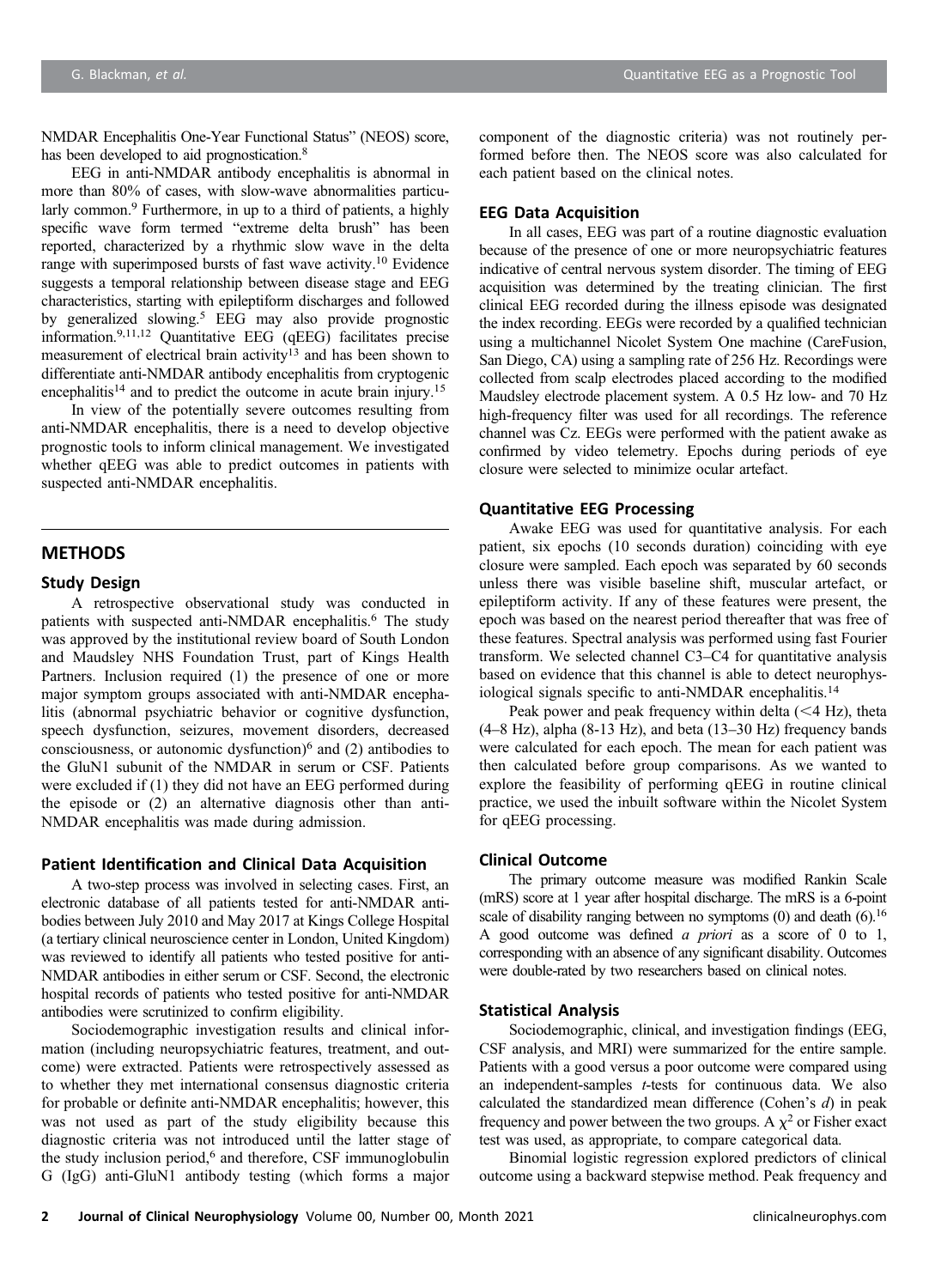NMDAR Encephalitis One-Year Functional Status" (NEOS) score, has been developed to aid prognostication.[8]

EEG in anti-NMDAR antibody encephalitis is abnormal in more than 80% of cases, with slow-wave abnormalities particularly common.[9] Furthermore, in up to a third of patients, a highly specific wave form termed "extreme delta brush" has been reported, characterized by a rhythmic slow wave in the delta range with superimposed bursts of fast wave activity.[10] Evidence suggests a temporal relationship between disease stage and EEG characteristics, starting with epileptiform discharges and followed by generalized slowing.[5] EEG may also provide prognostic information.[9,11,12] Quantitative EEG (qEEG) facilitates precise measurement of electrical brain activity[13] and has been shown to differentiate anti-NMDAR antibody encephalitis from cryptogenic encephalitis[14] and to predict the outcome in acute brain injury.[15]

In view of the potentially severe outcomes resulting from anti-NMDAR encephalitis, there is a need to develop objective prognostic tools to inform clinical management. We investigated whether qEEG was able to predict outcomes in patients with suspected anti-NMDAR encephalitis.

## METHODS

### Study Design

A retrospective observational study was conducted in patients with suspected anti-NMDAR encephalitis.[6] The study was approved by the institutional review board of South London and Maudsley NHS Foundation Trust, part of Kings Health Partners. Inclusion required (1) the presence of one or more major symptom groups associated with anti-NMDAR encephalitis (abnormal psychiatric behavior or cognitive dysfunction, speech dysfunction, seizures, movement disorders, decreased consciousness, or autonomic dysfunction)[6] and (2) antibodies to the GluN1 subunit of the NMDAR in serum or CSF. Patients were excluded if (1) they did not have an EEG performed during the episode or (2) an alternative diagnosis other than anti-NMDAR encephalitis was made during admission.

### Patient Identification and Clinical Data Acquisition

A two-step process was involved in selecting cases. First, an electronic database of all patients tested for anti-NMDAR antibodies between July 2010 and May 2017 at Kings College Hospital (a tertiary clinical neuroscience center in London, United Kingdom) was reviewed to identify all patients who tested positive for anti-NMDAR antibodies in either serum or CSF. Second, the electronic hospital records of patients who tested positive for anti-NMDAR antibodies were scrutinized to confirm eligibility.

Sociodemographic investigation results and clinical information (including neuropsychiatric features, treatment, and outcome) were extracted. Patients were retrospectively assessed as to whether they met international consensus diagnostic criteria for probable or definite anti-NMDAR encephalitis; however, this was not used as part of the study eligibility because this diagnostic criteria was not introduced until the latter stage of the study inclusion period,[6] and therefore, CSF immunoglobulin G (IgG) anti-GluN1 antibody testing (which forms a major component of the diagnostic criteria) was not routinely performed before then. The NEOS score was also calculated for each patient based on the clinical notes.

### EEG Data Acquisition

In all cases, EEG was part of a routine diagnostic evaluation because of the presence of one or more neuropsychiatric features indicative of central nervous system disorder. The timing of EEG acquisition was determined by the treating clinician. The first clinical EEG recorded during the illness episode was designated the index recording. EEGs were recorded by a qualified technician using a multichannel Nicolet System One machine (CareFusion, San Diego, CA) using a sampling rate of 256 Hz. Recordings were collected from scalp electrodes placed according to the modified Maudsley electrode placement system. A 0.5 Hz low- and 70 Hz high-frequency filter was used for all recordings. The reference channel was Cz. EEGs were performed with the patient awake as confirmed by video telemetry. Epochs during periods of eye closure were selected to minimize ocular artefact.

### Quantitative EEG Processing

Awake EEG was used for quantitative analysis. For each patient, six epochs (10 seconds duration) coinciding with eye closure were sampled. Each epoch was separated by 60 seconds unless there was visible baseline shift, muscular artefact, or epileptiform activity. If any of these features were present, the epoch was based on the nearest period thereafter that was free of these features. Spectral analysis was performed using fast Fourier transform. We selected channel C3–C4 for quantitative analysis based on evidence that this channel is able to detect neurophysiological signals specific to anti-NMDAR encephalitis.[14]

Peak power and peak frequency within delta (<4 Hz), theta (4–8 Hz), alpha (8-13 Hz), and beta (13–30 Hz) frequency bands were calculated for each epoch. The mean for each patient was then calculated before group comparisons. As we wanted to explore the feasibility of performing qEEG in routine clinical practice, we used the inbuilt software within the Nicolet System for qEEG processing.

### Clinical Outcome

The primary outcome measure was modified Rankin Scale (mRS) score at 1 year after hospital discharge. The mRS is a 6-point scale of disability ranging between no symptoms (0) and death (6).[16] A good outcome was defined *a priori* as a score of 0 to 1, corresponding with an absence of any significant disability. Outcomes were double-rated by two researchers based on clinical notes.

### Statistical Analysis

Sociodemographic, clinical, and investigation findings (EEG, CSF analysis, and MRI) were summarized for the entire sample. Patients with a good versus a poor outcome were compared using an independent-samples *t*-tests for continuous data. We also calculated the standardized mean difference (Cohen's *d*) in peak frequency and power between the two groups. A $\chi^2$ or Fisher exact test was used, as appropriate, to compare categorical data.

Binomial logistic regression explored predictors of clinical outcome using a backward stepwise method. Peak frequency and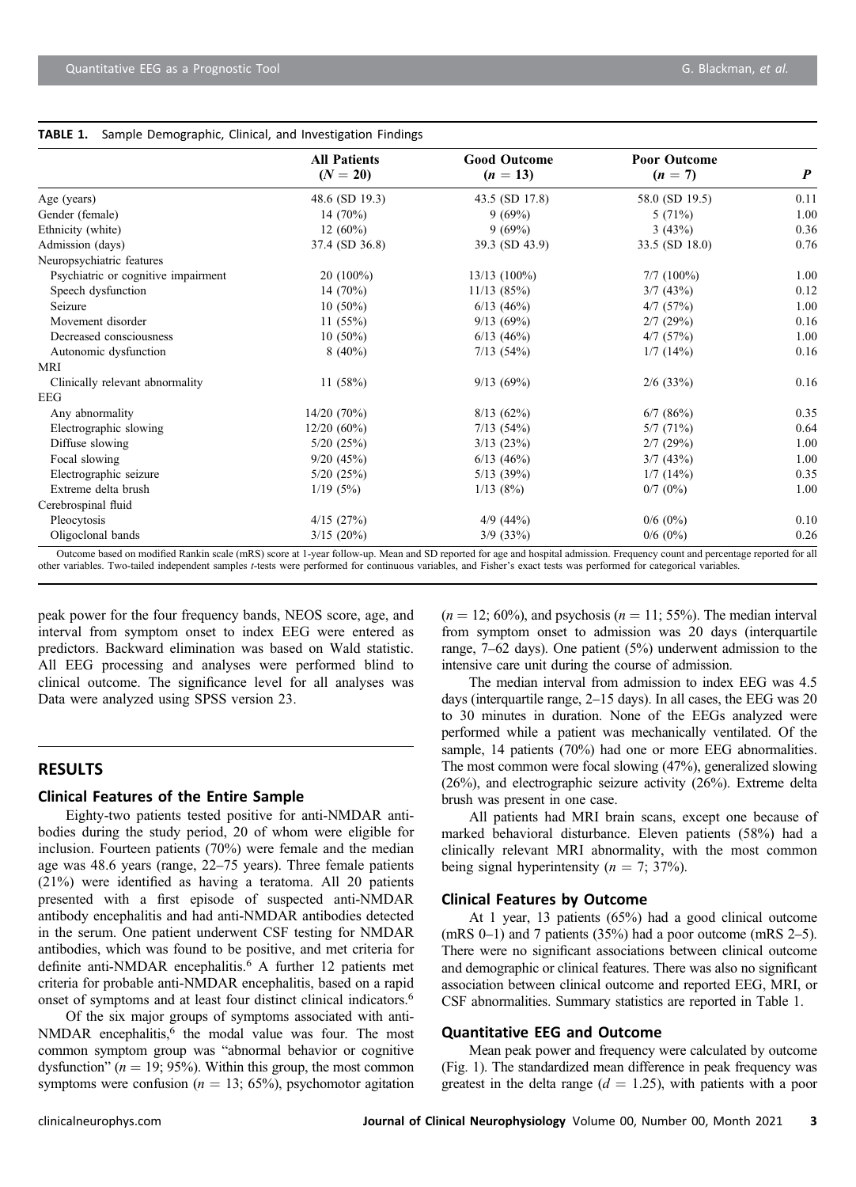**TABLE 1.** Sample Demographic, Clinical, and Investigation Findings

| | All Patients ($N = 20$) | Good Outcome ($n = 13$) | Poor Outcome ($n = 7$) | $P$ |
|---|---|---|---|---|
| Age (years) | 48.6 (SD 19.3) | 43.5 (SD 17.8) | 58.0 (SD 19.5) | 0.11 |
| Gender (female) | 14 (70%) | 9 (69%) | 5 (71%) | 1.00 |
| Ethnicity (white) | 12 (60%) | 9 (69%) | 3 (43%) | 0.36 |
| Admission (days) | 37.4 (SD 36.8) | 39.3 (SD 43.9) | 33.5 (SD 18.0) | 0.76 |
| Neuropsychiatric features | | | | |
| Psychiatric or cognitive impairment | 20 (100%) | 13/13 (100%) | 7/7 (100%) | 1.00 |
| Speech dysfunction | 14 (70%) | 11/13 (85%) | 3/7 (43%) | 0.12 |
| Seizure | 10 (50%) | 6/13 (46%) | 4/7 (57%) | 1.00 |
| Movement disorder | 11 (55%) | 9/13 (69%) | 2/7 (29%) | 0.16 |
| Decreased consciousness | 10 (50%) | 6/13 (46%) | 4/7 (57%) | 1.00 |
| Autonomic dysfunction | 8 (40%) | 7/13 (54%) | 1/7 (14%) | 0.16 |
| MRI | | | | |
| Clinically relevant abnormality | 11 (58%) | 9/13 (69%) | 2/6 (33%) | 0.16 |
| EEG | | | | |
| Any abnormality | 14/20 (70%) | 8/13 (62%) | 6/7 (86%) | 0.35 |
| Electrographic slowing | 12/20 (60%) | 7/13 (54%) | 5/7 (71%) | 0.64 |
| Diffuse slowing | 5/20 (25%) | 3/13 (23%) | 2/7 (29%) | 1.00 |
| Focal slowing | 9/20 (45%) | 6/13 (46%) | 3/7 (43%) | 1.00 |
| Electrographic seizure | 5/20 (25%) | 5/13 (39%) | 1/7 (14%) | 0.35 |
| Extreme delta brush | 1/19 (5%) | 1/13 (8%) | 0/7 (0%) | 1.00 |
| Cerebrospinal fluid | | | | |
| Pleocytosis | 4/15 (27%) | 4/9 (44%) | 0/6 (0%) | 0.10 |
| Oligoclonal bands | 3/15 (20%) | 3/9 (33%) | 0/6 (0%) | 0.26 |

Outcome based on modified Rankin scale (mRS) score at 1-year follow-up. Mean and SD reported for age and hospital admission. Frequency count and percentage reported for all other variables. Two-tailed independent samples *t*-tests were performed for continuous variables, and Fisher's exact tests was performed for categorical variables.

peak power for the four frequency bands, NEOS score, age, and interval from symptom onset to index EEG were entered as predictors. Backward elimination was based on Wald statistic. All EEG processing and analyses were performed blind to clinical outcome. The significance level for all analyses was Data were analyzed using SPSS version 23.

## RESULTS

### Clinical Features of the Entire Sample

Eighty-two patients tested positive for anti-NMDAR antibodies during the study period, 20 of whom were eligible for inclusion. Fourteen patients (70%) were female and the median age was 48.6 years (range, 22–75 years). Three female patients (21%) were identified as having a teratoma. All 20 patients presented with a first episode of suspected anti-NMDAR antibody encephalitis and had anti-NMDAR antibodies detected in the serum. One patient underwent CSF testing for NMDAR antibodies, which was found to be positive, and met criteria for definite anti-NMDAR encephalitis.[6] A further 12 patients met criteria for probable anti-NMDAR encephalitis, based on a rapid onset of symptoms and at least four distinct clinical indicators.[6]

Of the six major groups of symptoms associated with anti-NMDAR encephalitis,[6] the modal value was four. The most common symptom group was "abnormal behavior or cognitive dysfunction" ($n = 19$; 95%). Within this group, the most common symptoms were confusion ($n = 13$; 65%), psychomotor agitation ($n = 12$; 60%), and psychosis ($n = 11$; 55%). The median interval from symptom onset to admission was 20 days (interquartile range, 7–62 days). One patient (5%) underwent admission to the intensive care unit during the course of admission.

The median interval from admission to index EEG was 4.5 days (interquartile range, 2–15 days). In all cases, the EEG was 20 to 30 minutes in duration. None of the EEGs analyzed were performed while a patient was mechanically ventilated. Of the sample, 14 patients (70%) had one or more EEG abnormalities. The most common were focal slowing (47%), generalized slowing (26%), and electrographic seizure activity (26%). Extreme delta brush was present in one case.

All patients had MRI brain scans, except one because of marked behavioral disturbance. Eleven patients (58%) had a clinically relevant MRI abnormality, with the most common being signal hyperintensity ($n = 7$; 37%).

### Clinical Features by Outcome

At 1 year, 13 patients (65%) had a good clinical outcome (mRS 0–1) and 7 patients (35%) had a poor outcome (mRS 2–5). There were no significant associations between clinical outcome and demographic or clinical features. There was also no significant association between clinical outcome and reported EEG, MRI, or CSF abnormalities. Summary statistics are reported in Table 1.

### Quantitative EEG and Outcome

Mean peak power and frequency were calculated by outcome (Fig. 1). The standardized mean difference in peak frequency was greatest in the delta range ($d = 1.25$), with patients with a poor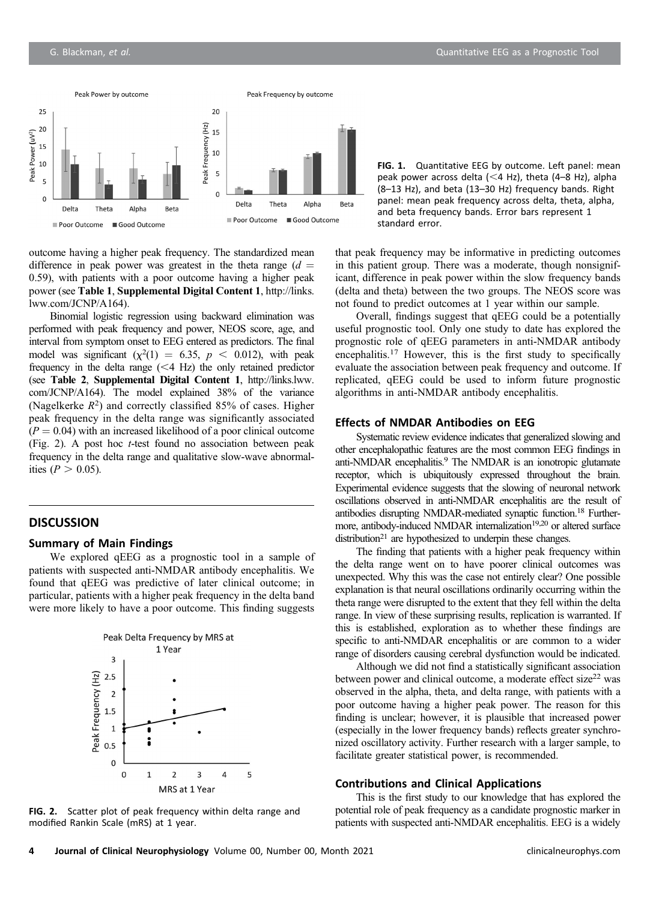FIG. 1. Quantitative EEG by outcome. Left panel: mean peak power across delta (<4 Hz), theta (4–8 Hz), alpha (8–13 Hz), and beta (13–30 Hz) frequency bands. Right panel: mean peak frequency across delta, theta, alpha, and beta frequency bands. Error bars represent 1 standard error.

outcome having a higher peak frequency. The standardized mean difference in peak power was greatest in the theta range ($d = 0.59$), with patients with a poor outcome having a higher peak power (see **Table 1**, **Supplemental Digital Content 1**, http://links.lww.com/JCNP/A164).

Binomial logistic regression using backward elimination was performed with peak frequency and power, NEOS score, age, and interval from symptom onset to EEG entered as predictors. The final model was significant ($\chi^2(1) = 6.35$, $p < 0.012$), with peak frequency in the delta range (<4 Hz) the only retained predictor (see **Table 2**, **Supplemental Digital Content 1**, http://links.lww.com/JCNP/A164). The model explained 38% of the variance (Nagelkerke $R^2$) and correctly classified 85% of cases. Higher peak frequency in the delta range was significantly associated ($P = 0.04$) with an increased likelihood of a poor clinical outcome (Fig. 2). A post hoc *t*-test found no association between peak frequency in the delta range and qualitative slow-wave abnormalities ($P > 0.05$).

## DISCUSSION

### Summary of Main Findings

We explored qEEG as a prognostic tool in a sample of patients with suspected anti-NMDAR antibody encephalitis. We found that qEEG was predictive of later clinical outcome; in particular, patients with a higher peak frequency in the delta band were more likely to have a poor outcome. This finding suggests that peak frequency may be informative in predicting outcomes in this patient group. There was a moderate, though nonsignificant, difference in peak power within the slow frequency bands (delta and theta) between the two groups. The NEOS score was not found to predict outcomes at 1 year within our sample.

Overall, findings suggest that qEEG could be a potentially useful prognostic tool. Only one study to date has explored the prognostic role of qEEG parameters in anti-NMDAR antibody encephalitis.[17] However, this is the first study to specifically evaluate the association between peak frequency and outcome. If replicated, qEEG could be used to inform future prognostic algorithms in anti-NMDAR antibody encephalitis.

FIG. 2. Scatter plot of peak frequency within delta range and modified Rankin Scale (mRS) at 1 year.

### Effects of NMDAR Antibodies on EEG

Systematic review evidence indicates that generalized slowing and other encephalopathic features are the most common EEG findings in anti-NMDAR encephalitis.[9] The NMDAR is an ionotropic glutamate receptor, which is ubiquitously expressed throughout the brain. Experimental evidence suggests that the slowing of neuronal network oscillations observed in anti-NMDAR encephalitis are the result of antibodies disrupting NMDAR-mediated synaptic function.[18] Furthermore, antibody-induced NMDAR internalization[19,20] or altered surface distribution[21] are hypothesized to underpin these changes.

The finding that patients with a higher peak frequency within the delta range went on to have poorer clinical outcomes was unexpected. Why this was the case not entirely clear? One possible explanation is that neural oscillations ordinarily occurring within the theta range were disrupted to the extent that they fell within the delta range. In view of these surprising results, replication is warranted. If this is established, exploration as to whether these findings are specific to anti-NMDAR encephalitis or are common to a wider range of disorders causing cerebral dysfunction would be indicated.

Although we did not find a statistically significant association between power and clinical outcome, a moderate effect size[22] was observed in the alpha, theta, and delta range, with patients with a poor outcome having a higher peak power. The reason for this finding is unclear; however, it is plausible that increased power (especially in the lower frequency bands) reflects greater synchronized oscillatory activity. Further research with a larger sample, to facilitate greater statistical power, is recommended.

### Contributions and Clinical Applications

This is the first study to our knowledge that has explored the potential role of peak frequency as a candidate prognostic marker in patients with suspected anti-NMDAR encephalitis. EEG is a widely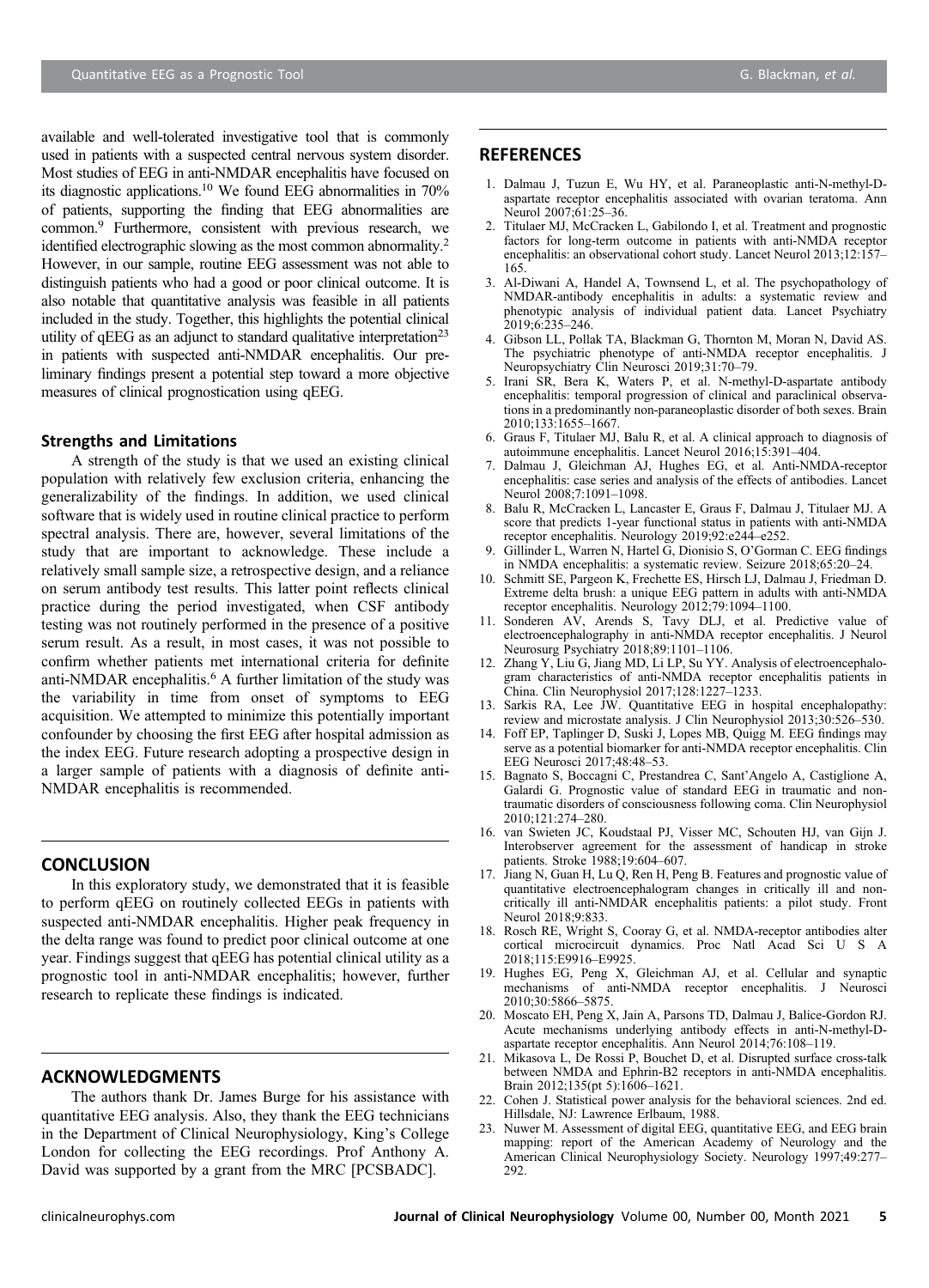available and well-tolerated investigative tool that is commonly used in patients with a suspected central nervous system disorder. Most studies of EEG in anti-NMDAR encephalitis have focused on its diagnostic applications.[10] We found EEG abnormalities in 70% of patients, supporting the finding that EEG abnormalities are common.[9] Furthermore, consistent with previous research, we identified electrographic slowing as the most common abnormality.[2] However, in our sample, routine EEG assessment was not able to distinguish patients who had a good or poor clinical outcome. It is also notable that quantitative analysis was feasible in all patients included in the study. Together, this highlights the potential clinical utility of qEEG as an adjunct to standard qualitative interpretation[23] in patients with suspected anti-NMDAR encephalitis. Our preliminary findings present a potential step toward a more objective measures of clinical prognostication using qEEG.

### Strengths and Limitations

A strength of the study is that we used an existing clinical population with relatively few exclusion criteria, enhancing the generalizability of the findings. In addition, we used clinical software that is widely used in routine clinical practice to perform spectral analysis. There are, however, several limitations of the study that are important to acknowledge. These include a relatively small sample size, a retrospective design, and a reliance on serum antibody test results. This latter point reflects clinical practice during the period investigated, when CSF antibody testing was not routinely performed in the presence of a positive serum result. As a result, in most cases, it was not possible to confirm whether patients met international criteria for definite anti-NMDAR encephalitis.[6] A further limitation of the study was the variability in time from onset of symptoms to EEG acquisition. We attempted to minimize this potentially important confounder by choosing the first EEG after hospital admission as the index EEG. Future research adopting a prospective design in a larger sample of patients with a diagnosis of definite anti-NMDAR encephalitis is recommended.

## CONCLUSION

In this exploratory study, we demonstrated that it is feasible to perform qEEG on routinely collected EEGs in patients with suspected anti-NMDAR encephalitis. Higher peak frequency in the delta range was found to predict poor clinical outcome at one year. Findings suggest that qEEG has potential clinical utility as a prognostic tool in anti-NMDAR encephalitis; however, further research to replicate these findings is indicated.

## ACKNOWLEDGMENTS

The authors thank Dr. James Burge for his assistance with quantitative EEG analysis. Also, they thank the EEG technicians in the Department of Clinical Neurophysiology, King's College London for collecting the EEG recordings. Prof Anthony A. David was supported by a grant from the MRC [PCSBADC].

## REFERENCES

1. Dalmau J, Tuzun E, Wu HY, et al. Paraneoplastic anti-N-methyl-D-aspartate receptor encephalitis associated with ovarian teratoma. Ann Neurol 2007;61:25–36.
2. Titulaer MJ, McCracken L, Gabilondo I, et al. Treatment and prognostic factors for long-term outcome in patients with anti-NMDA receptor encephalitis: an observational cohort study. Lancet Neurol 2013;12:157–165.
3. Al-Diwani A, Handel A, Townsend L, et al. The psychopathology of NMDAR-antibody encephalitis in adults: a systematic review and phenotypic analysis of individual patient data. Lancet Psychiatry 2019;6:235–246.
4. Gibson LL, Pollak TA, Blackman G, Thornton M, Moran N, David AS. The psychiatric phenotype of anti-NMDA receptor encephalitis. J Neuropsychiatry Clin Neurosci 2019;31:70–79.
5. Irani SR, Bera K, Waters P, et al. N-methyl-D-aspartate antibody encephalitis: temporal progression of clinical and paraclinical observations in a predominantly non-paraneoplastic disorder of both sexes. Brain 2010;133:1655–1667.
6. Graus F, Titulaer MJ, Balu R, et al. A clinical approach to diagnosis of autoimmune encephalitis. Lancet Neurol 2016;15:391–404.
7. Dalmau J, Gleichman AJ, Hughes EG, et al. Anti-NMDA-receptor encephalitis: case series and analysis of the effects of antibodies. Lancet Neurol 2008;7:1091–1098.
8. Balu R, McCracken L, Lancaster E, Graus F, Dalmau J, Titulaer MJ. A score that predicts 1-year functional status in patients with anti-NMDA receptor encephalitis. Neurology 2019;92:e244–e252.
9. Gillinder L, Warren N, Hartel G, Dionisio S, O'Gorman C. EEG findings in NMDA encephalitis: a systematic review. Seizure 2018;65:20–24.
10. Schmitt SE, Pargeon K, Frechette ES, Hirsch LJ, Dalmau J, Friedman D. Extreme delta brush: a unique EEG pattern in adults with anti-NMDA receptor encephalitis. Neurology 2012;79:1094–1100.
11. Sonderen AV, Arends S, Tavy DLJ, et al. Predictive value of electroencephalography in anti-NMDA receptor encephalitis. J Neurol Neurosurg Psychiatry 2018;89:1101–1106.
12. Zhang Y, Liu G, Jiang MD, Li LP, Su YY. Analysis of electroencephalogram characteristics of anti-NMDA receptor encephalitis patients in China. Clin Neurophysiol 2017;128:1227–1233.
13. Sarkis RA, Lee JW. Quantitative EEG in hospital encephalopathy: review and microstate analysis. J Clin Neurophysiol 2013;30:526–530.
14. Foff EP, Taplinger D, Suski J, Lopes MB, Quigg M. EEG findings may serve as a potential biomarker for anti-NMDA receptor encephalitis. Clin EEG Neurosci 2017;48:48–53.
15. Bagnato S, Boccagni C, Prestandrea C, Sant'Angelo A, Castiglione A, Galardi G. Prognostic value of standard EEG in traumatic and non-traumatic disorders of consciousness following coma. Clin Neurophysiol 2010;121:274–280.
16. van Swieten JC, Koudstaal PJ, Visser MC, Schouten HJ, van Gijn J. Interobserver agreement for the assessment of handicap in stroke patients. Stroke 1988;19:604–607.
17. Jiang N, Guan H, Lu Q, Ren H, Peng B. Features and prognostic value of quantitative electroencephalogram changes in critically ill and non-critically ill anti-NMDAR encephalitis patients: a pilot study. Front Neurol 2018;9:833.
18. Rosch RE, Wright S, Cooray G, et al. NMDA-receptor antibodies alter cortical microcircuit dynamics. Proc Natl Acad Sci U S A 2018;115:E9916–E9925.
19. Hughes EG, Peng X, Gleichman AJ, et al. Cellular and synaptic mechanisms of anti-NMDA receptor encephalitis. J Neurosci 2010;30:5866–5875.
20. Moscato EH, Peng X, Jain A, Parsons TD, Dalmau J, Balice-Gordon RJ. Acute mechanisms underlying antibody effects in anti-N-methyl-D-aspartate receptor encephalitis. Ann Neurol 2014;76:108–119.
21. Mikasova L, De Rossi P, Bouchet D, et al. Disrupted surface cross-talk between NMDA and Ephrin-B2 receptors in anti-NMDA encephalitis. Brain 2012;135(pt 5):1606–1621.
22. Cohen J. Statistical power analysis for the behavioral sciences. 2nd ed. Hillsdale, NJ: Lawrence Erlbaum, 1988.
23. Nuwer M. Assessment of digital EEG, quantitative EEG, and EEG brain mapping: report of the American Academy of Neurology and the American Clinical Neurophysiology Society. Neurology 1997;49:277–292.